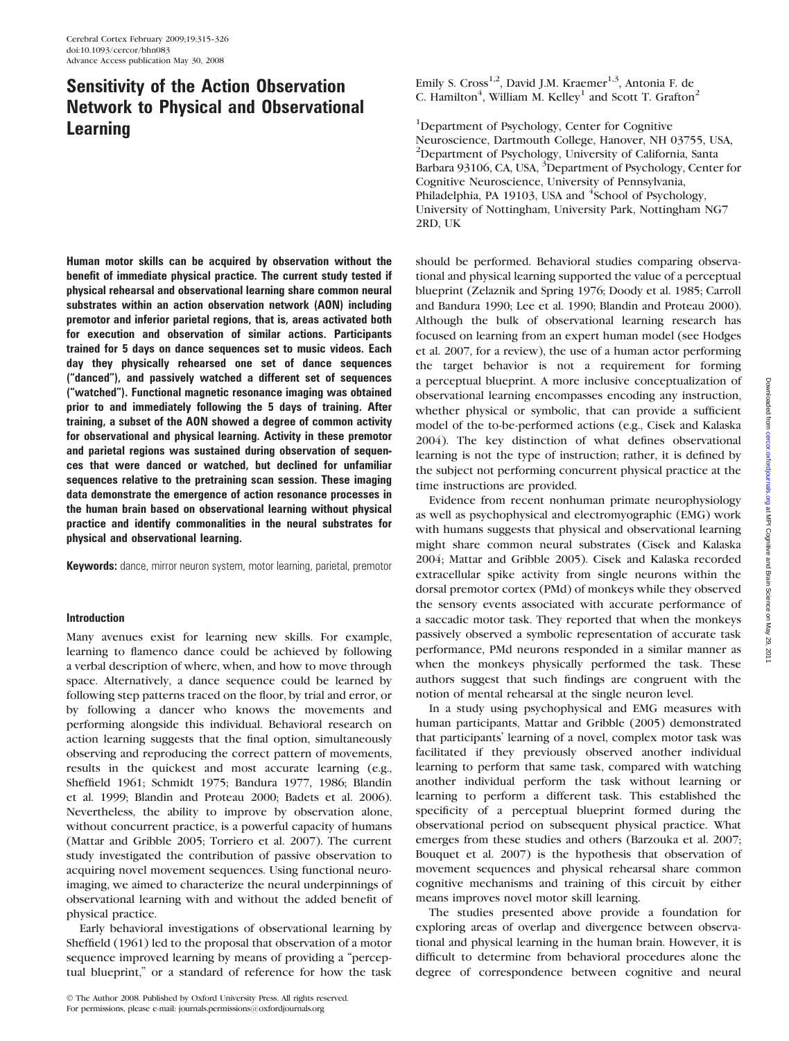# Sensitivity of the Action Observation Network to Physical and Observational Learning

Emily S. Cross[1,2], David J.M. Kraemer[1,3], Antonia F. de C. Hamilton[4], William M. Kelley[1] and Scott T. Grafton[2]

[1]Department of Psychology, Center for Cognitive Neuroscience, Dartmouth College, Hanover, NH 03755, USA, [2]Department of Psychology, University of California, Santa Barbara 93106, CA, USA, [3]Department of Psychology, Center for Cognitive Neuroscience, University of Pennsylvania, Philadelphia, PA 19103, USA and [4]School of Psychology, University of Nottingham, University Park, Nottingham NG7 2RD, UK

**Human motor skills can be acquired by observation without the benefit of immediate physical practice. The current study tested if physical rehearsal and observational learning share common neural substrates within an action observation network (AON) including premotor and inferior parietal regions, that is, areas activated both for execution and observation of similar actions. Participants trained for 5 days on dance sequences set to music videos. Each day they physically rehearsed one set of dance sequences ("danced"), and passively watched a different set of sequences ("watched"). Functional magnetic resonance imaging was obtained prior to and immediately following the 5 days of training. After training, a subset of the AON showed a degree of common activity for observational and physical learning. Activity in these premotor and parietal regions was sustained during observation of sequences that were danced or watched, but declined for unfamiliar sequences relative to the pretraining scan session. These imaging data demonstrate the emergence of action resonance processes in the human brain based on observational learning without physical practice and identify commonalities in the neural substrates for physical and observational learning.**

**Keywords:** dance, mirror neuron system, motor learning, parietal, premotor

## Introduction

Many avenues exist for learning new skills. For example, learning to flamenco dance could be achieved by following a verbal description of where, when, and how to move through space. Alternatively, a dance sequence could be learned by following step patterns traced on the floor, by trial and error, or by following a dancer who knows the movements and performing alongside this individual. Behavioral research on action learning suggests that the final option, simultaneously observing and reproducing the correct pattern of movements, results in the quickest and most accurate learning (e.g., Sheffield 1961; Schmidt 1975; Bandura 1977, 1986; Blandin et al. 1999; Blandin and Proteau 2000; Badets et al. 2006). Nevertheless, the ability to improve by observation alone, without concurrent practice, is a powerful capacity of humans (Mattar and Gribble 2005; Torriero et al. 2007). The current study investigated the contribution of passive observation to acquiring novel movement sequences. Using functional neuroimaging, we aimed to characterize the neural underpinnings of observational learning with and without the added benefit of physical practice.

Early behavioral investigations of observational learning by Sheffield (1961) led to the proposal that observation of a motor sequence improved learning by means of providing a "perceptual blueprint," or a standard of reference for how the task should be performed. Behavioral studies comparing observational and physical learning supported the value of a perceptual blueprint (Zelaznik and Spring 1976; Doody et al. 1985; Carroll and Bandura 1990; Lee et al. 1990; Blandin and Proteau 2000). Although the bulk of observational learning research has focused on learning from an expert human model (see Hodges et al. 2007, for a review), the use of a human actor performing the target behavior is not a requirement for forming a perceptual blueprint. A more inclusive conceptualization of observational learning encompasses encoding any instruction, whether physical or symbolic, that can provide a sufficient model of the to-be-performed actions (e.g., Cisek and Kalaska 2004). The key distinction of what defines observational learning is not the type of instruction; rather, it is defined by the subject not performing concurrent physical practice at the time instructions are provided.

Evidence from recent nonhuman primate neurophysiology as well as psychophysical and electromyographic (EMG) work with humans suggests that physical and observational learning might share common neural substrates (Cisek and Kalaska 2004; Mattar and Gribble 2005). Cisek and Kalaska recorded extracellular spike activity from single neurons within the dorsal premotor cortex (PMd) of monkeys while they observed the sensory events associated with accurate performance of a saccadic motor task. They reported that when the monkeys passively observed a symbolic representation of accurate task performance, PMd neurons responded in a similar manner as when the monkeys physically performed the task. These authors suggest that such findings are congruent with the notion of mental rehearsal at the single neuron level.

In a study using psychophysical and EMG measures with human participants, Mattar and Gribble (2005) demonstrated that participants' learning of a novel, complex motor task was facilitated if they previously observed another individual learning to perform that same task, compared with watching another individual perform the task without learning or learning to perform a different task. This established the specificity of a perceptual blueprint formed during the observational period on subsequent physical practice. What emerges from these studies and others (Barzouka et al. 2007; Bouquet et al. 2007) is the hypothesis that observation of movement sequences and physical rehearsal share common cognitive mechanisms and training of this circuit by either means improves novel motor skill learning.

The studies presented above provide a foundation for exploring areas of overlap and divergence between observational and physical learning in the human brain. However, it is difficult to determine from behavioral procedures alone the degree of correspondence between cognitive and neural

© The Author 2008. Published by Oxford University Press. All rights reserved. For permissions, please e-mail: journals.permissions@oxfordjournals.org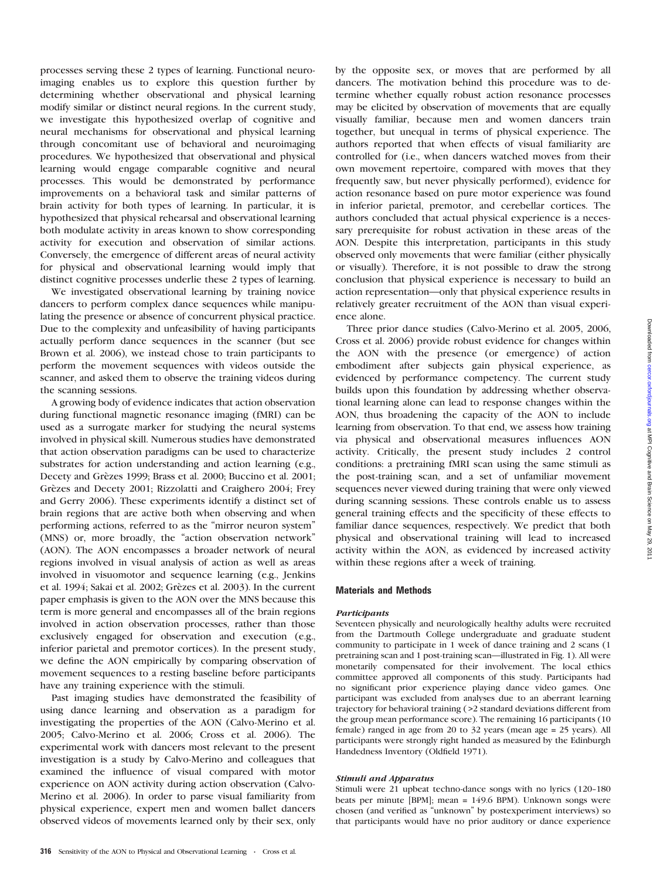processes serving these 2 types of learning. Functional neuroimaging enables us to explore this question further by determining whether observational and physical learning modify similar or distinct neural regions. In the current study, we investigate this hypothesized overlap of cognitive and neural mechanisms for observational and physical learning through concomitant use of behavioral and neuroimaging procedures. We hypothesized that observational and physical learning would engage comparable cognitive and neural processes. This would be demonstrated by performance improvements on a behavioral task and similar patterns of brain activity for both types of learning. In particular, it is hypothesized that physical rehearsal and observational learning both modulate activity in areas known to show corresponding activity for execution and observation of similar actions. Conversely, the emergence of different areas of neural activity for physical and observational learning would imply that distinct cognitive processes underlie these 2 types of learning.

We investigated observational learning by training novice dancers to perform complex dance sequences while manipulating the presence or absence of concurrent physical practice. Due to the complexity and unfeasibility of having participants actually perform dance sequences in the scanner (but see Brown et al. 2006), we instead chose to train participants to perform the movement sequences with videos outside the scanner, and asked them to observe the training videos during the scanning sessions.

A growing body of evidence indicates that action observation during functional magnetic resonance imaging (fMRI) can be used as a surrogate marker for studying the neural systems involved in physical skill. Numerous studies have demonstrated that action observation paradigms can be used to characterize substrates for action understanding and action learning (e.g., Decety and Grèzes 1999; Brass et al. 2000; Buccino et al. 2001; Grèzes and Decety 2001; Rizzolatti and Craighero 2004; Frey and Gerry 2006). These experiments identify a distinct set of brain regions that are active both when observing and when performing actions, referred to as the "mirror neuron system" (MNS) or, more broadly, the "action observation network" (AON). The AON encompasses a broader network of neural regions involved in visual analysis of action as well as areas involved in visuomotor and sequence learning (e.g., Jenkins et al. 1994; Sakai et al. 2002; Grèzes et al. 2003). In the current paper emphasis is given to the AON over the MNS because this term is more general and encompasses all of the brain regions involved in action observation processes, rather than those exclusively engaged for observation and execution (e.g., inferior parietal and premotor cortices). In the present study, we define the AON empirically by comparing observation of movement sequences to a resting baseline before participants have any training experience with the stimuli.

Past imaging studies have demonstrated the feasibility of using dance learning and observation as a paradigm for investigating the properties of the AON (Calvo-Merino et al. 2005; Calvo-Merino et al. 2006; Cross et al. 2006). The experimental work with dancers most relevant to the present investigation is a study by Calvo-Merino and colleagues that examined the influence of visual compared with motor experience on AON activity during action observation (Calvo-Merino et al. 2006). In order to parse visual familiarity from physical experience, expert men and women ballet dancers observed videos of movements learned only by their sex, only by the opposite sex, or moves that are performed by all dancers. The motivation behind this procedure was to determine whether equally robust action resonance processes may be elicited by observation of movements that are equally visually familiar, because men and women dancers train together, but unequal in terms of physical experience. The authors reported that when effects of visual familiarity are controlled for (i.e., when dancers watched moves from their own movement repertoire, compared with moves that they frequently saw, but never physically performed), evidence for action resonance based on pure motor experience was found in inferior parietal, premotor, and cerebellar cortices. The authors concluded that actual physical experience is a necessary prerequisite for robust activation in these areas of the AON. Despite this interpretation, participants in this study observed only movements that were familiar (either physically or visually). Therefore, it is not possible to draw the strong conclusion that physical experience is necessary to build an action representation—only that physical experience results in relatively greater recruitment of the AON than visual experience alone.

Three prior dance studies (Calvo-Merino et al. 2005, 2006, Cross et al. 2006) provide robust evidence for changes within the AON with the presence (or emergence) of action embodiment after subjects gain physical experience, as evidenced by performance competency. The current study builds upon this foundation by addressing whether observational learning alone can lead to response changes within the AON, thus broadening the capacity of the AON to include learning from observation. To that end, we assess how training via physical and observational measures influences AON activity. Critically, the present study includes 2 control conditions: a pretraining fMRI scan using the same stimuli as the post-training scan, and a set of unfamiliar movement sequences never viewed during training that were only viewed during scanning sessions. These controls enable us to assess general training effects and the specificity of these effects to familiar dance sequences, respectively. We predict that both physical and observational training will lead to increased activity within the AON, as evidenced by increased activity within these regions after a week of training.

## Materials and Methods

### *Participants*

Seventeen physically and neurologically healthy adults were recruited from the Dartmouth College undergraduate and graduate student community to participate in 1 week of dance training and 2 scans (1 pretraining scan and 1 post-training scan—illustrated in Fig. 1). All were monetarily compensated for their involvement. The local ethics committee approved all components of this study. Participants had no significant prior experience playing dance video games. One participant was excluded from analyses due to an aberrant learning trajectory for behavioral training (>2 standard deviations different from the group mean performance score). The remaining 16 participants (10 female) ranged in age from 20 to 32 years (mean age = 25 years). All participants were strongly right handed as measured by the Edinburgh Handedness Inventory (Oldfield 1971).

### *Stimuli and Apparatus*

Stimuli were 21 upbeat techno-dance songs with no lyrics (120–180 beats per minute [BPM]; mean = 149.6 BPM). Unknown songs were chosen (and verified as "unknown" by postexperiment interviews) so that participants would have no prior auditory or dance experience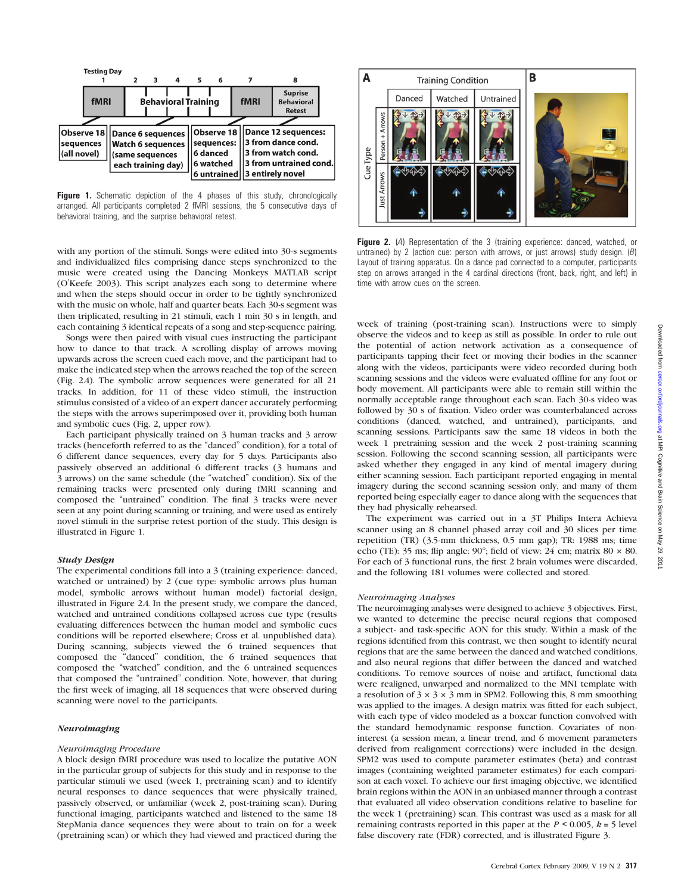**Figure 1.** Schematic depiction of the 4 phases of this study, chronologically arranged. All participants completed 2 fMRI sessions, the 5 consecutive days of behavioral training, and the surprise behavioral retest.

**Figure 2.** (*A*) Representation of the 3 (training experience: danced, watched, or untrained) by 2 (action cue: person with arrows, or just arrows) study design. (*B*) Layout of training apparatus. On a dance pad connected to a computer, participants step on arrows arranged in the 4 cardinal directions (front, back, right, and left) in time with arrow cues on the screen.

with any portion of the stimuli. Songs were edited into 30-s segments and individualized files comprising dance steps synchronized to the music were created using the Dancing Monkeys MATLAB script (O'Keefe 2003). This script analyzes each song to determine where and when the steps should occur in order to be tightly synchronized with the music on whole, half and quarter beats. Each 30-s segment was then triplicated, resulting in 21 stimuli, each 1 min 30 s in length, and each containing 3 identical repeats of a song and step-sequence pairing.

Songs were then paired with visual cues instructing the participant how to dance to that track. A scrolling display of arrows moving upwards across the screen cued each move, and the participant had to make the indicated step when the arrows reached the top of the screen (Fig. 2*A*). The symbolic arrow sequences were generated for all 21 tracks. In addition, for 11 of these video stimuli, the instruction stimulus consisted of a video of an expert dancer accurately performing the steps with the arrows superimposed over it, providing both human and symbolic cues (Fig. 2, upper row).

Each participant physically trained on 3 human tracks and 3 arrow tracks (henceforth referred to as the "danced" condition), for a total of 6 different dance sequences, every day for 5 days. Participants also passively observed an additional 6 different tracks (3 humans and 3 arrows) on the same schedule (the "watched" condition). Six of the remaining tracks were presented only during fMRI scanning and composed the "untrained" condition. The final 3 tracks were never seen at any point during scanning or training, and were used as entirely novel stimuli in the surprise retest portion of the study. This design is illustrated in Figure 1.

### *Study Design*

The experimental conditions fall into a 3 (training experience: danced, watched or untrained) by 2 (cue type: symbolic arrows plus human model, symbolic arrows without human model) factorial design, illustrated in Figure 2*A*. In the present study, we compare the danced, watched and untrained conditions collapsed across cue type (results evaluating differences between the human model and symbolic cues conditions will be reported elsewhere; Cross et al. unpublished data). During scanning, subjects viewed the 6 trained sequences that composed the "danced" condition, the 6 trained sequences that composed the "watched" condition, and the 6 untrained sequences that composed the "untrained" condition. Note, however, that during the first week of imaging, all 18 sequences that were observed during scanning were novel to the participants.

### *Neuroimaging*

#### *Neuroimaging Procedure*

A block design fMRI procedure was used to localize the putative AON in the particular group of subjects for this study and in response to the particular stimuli we used (week 1, pretraining scan) and to identify neural responses to dance sequences that were physically trained, passively observed, or unfamiliar (week 2, post-training scan). During functional imaging, participants watched and listened to the same 18 StepMania dance sequences they were about to train on for a week (pretraining scan) or which they had viewed and practiced during the week of training (post-training scan). Instructions were to simply observe the videos and to keep as still as possible. In order to rule out the potential of action network activation as a consequence of participants tapping their feet or moving their bodies in the scanner along with the videos, participants were video recorded during both scanning sessions and the videos were evaluated offline for any foot or body movement. All participants were able to remain still within the normally acceptable range throughout each scan. Each 30-s video was followed by 30 s of fixation. Video order was counterbalanced across conditions (danced, watched, and untrained), participants, and scanning sessions. Participants saw the same 18 videos in both the week 1 pretraining session and the week 2 post-training scanning session. Following the second scanning session, all participants were asked whether they engaged in any kind of mental imagery during either scanning session. Each participant reported engaging in mental imagery during the second scanning session only, and many of them reported being especially eager to dance along with the sequences that they had physically rehearsed.

The experiment was carried out in a 3T Philips Intera Achieva scanner using an 8 channel phased array coil and 30 slices per time repetition (TR) (3.5-mm thickness, 0.5 mm gap); TR: 1988 ms; time echo (TE): 35 ms; flip angle: 90°; field of view: 24 cm; matrix 80 × 80. For each of 3 functional runs, the first 2 brain volumes were discarded, and the following 181 volumes were collected and stored.

#### *Neuroimaging Analyses*

The neuroimaging analyses were designed to achieve 3 objectives. First, we wanted to determine the precise neural regions that composed a subject- and task-specific AON for this study. Within a mask of the regions identified from this contrast, we then sought to identify neural regions that are the same between the danced and watched conditions, and also neural regions that differ between the danced and watched conditions. To remove sources of noise and artifact, functional data were realigned, unwarped and normalized to the MNI template with a resolution of 3 × 3 × 3 mm in SPM2. Following this, 8 mm smoothing was applied to the images. A design matrix was fitted for each subject, with each type of video modeled as a boxcar function convolved with the standard hemodynamic response function. Covariates of non-interest (a session mean, a linear trend, and 6 movement parameters derived from realignment corrections) were included in the design. SPM2 was used to compute parameter estimates (beta) and contrast images (containing weighted parameter estimates) for each comparison at each voxel. To achieve our first imaging objective, we identified brain regions within the AON in an unbiased manner through a contrast that evaluated all video observation conditions relative to baseline for the week 1 (pretraining) scan. This contrast was used as a mask for all remaining contrasts reported in this paper at the $P < 0.005$, $k = 5$ level false discovery rate (FDR) corrected, and is illustrated Figure 3.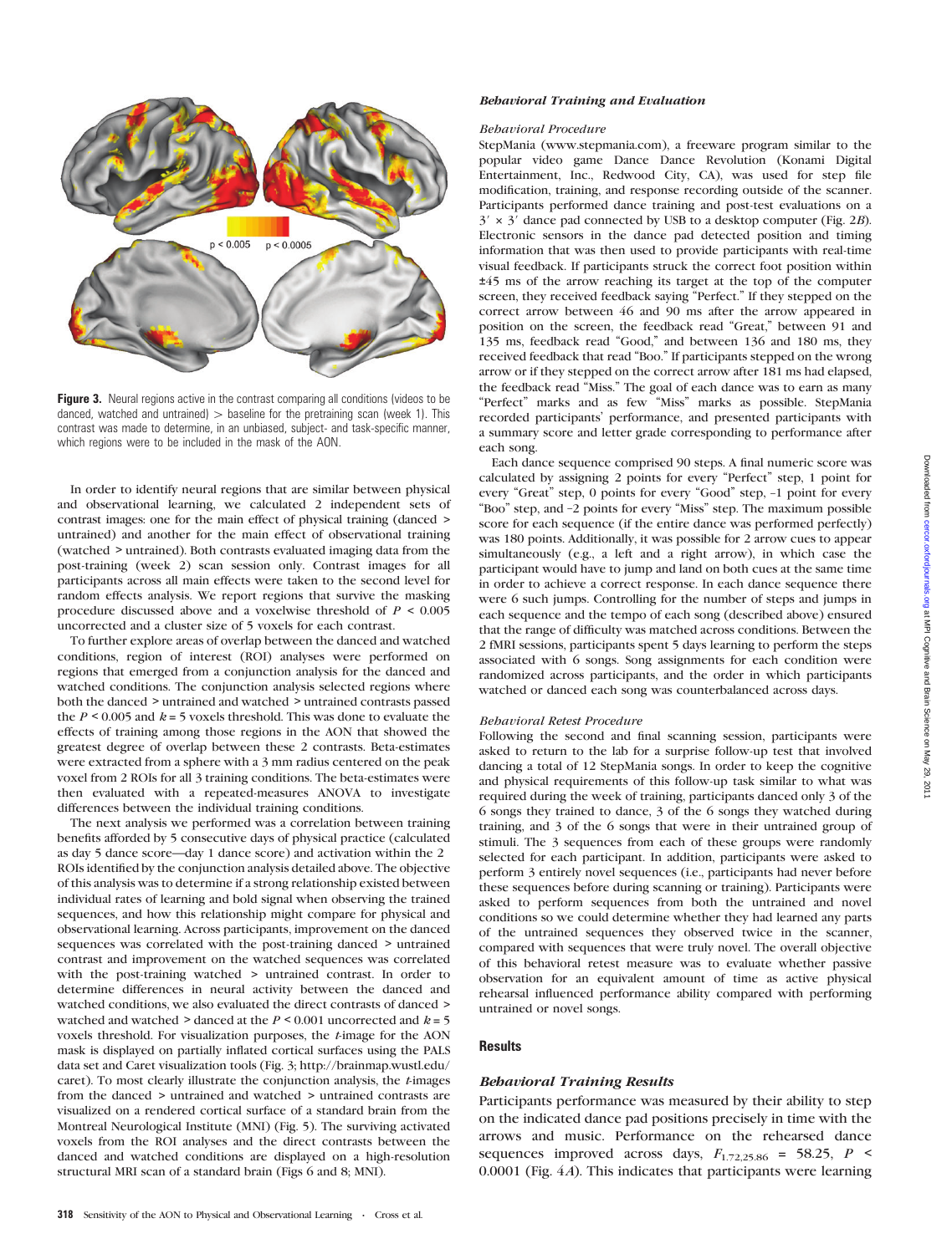Figure 3. Neural regions active in the contrast comparing all conditions (videos to be danced, watched and untrained) > baseline for the pretraining scan (week 1). This contrast was made to determine, in an unbiased, subject- and task-specific manner, which regions were to be included in the mask of the AON.

In order to identify neural regions that are similar between physical and observational learning, we calculated 2 independent sets of contrast images: one for the main effect of physical training (danced > untrained) and another for the main effect of observational training (watched > untrained). Both contrasts evaluated imaging data from the post-training (week 2) scan session only. Contrast images for all participants across all main effects were taken to the second level for random effects analysis. We report regions that survive the masking procedure discussed above and a voxelwise threshold of $P < 0.005$ uncorrected and a cluster size of 5 voxels for each contrast.

To further explore areas of overlap between the danced and watched conditions, region of interest (ROI) analyses were performed on regions that emerged from a conjunction analysis for the danced and watched conditions. The conjunction analysis selected regions where both the danced > untrained and watched > untrained contrasts passed the $P < 0.005$ and $k = 5$ voxels threshold. This was done to evaluate the effects of training among those regions in the AON that showed the greatest degree of overlap between these 2 contrasts. Beta-estimates were extracted from a sphere with a 3 mm radius centered on the peak voxel from 2 ROIs for all 3 training conditions. The beta-estimates were then evaluated with a repeated-measures ANOVA to investigate differences between the individual training conditions.

The next analysis we performed was a correlation between training benefits afforded by 5 consecutive days of physical practice (calculated as day 5 dance score—day 1 dance score) and activation within the 2 ROIs identified by the conjunction analysis detailed above. The objective of this analysis was to determine if a strong relationship existed between individual rates of learning and bold signal when observing the trained sequences, and how this relationship might compare for physical and observational learning. Across participants, improvement on the danced sequences was correlated with the post-training danced > untrained contrast and improvement on the watched sequences was correlated with the post-training watched > untrained contrast. In order to determine differences in neural activity between the danced and watched conditions, we also evaluated the direct contrasts of danced > watched and watched > danced at the $P < 0.001$ uncorrected and $k = 5$ voxels threshold. For visualization purposes, the *t*-image for the AON mask is displayed on partially inflated cortical surfaces using the PALS data set and Caret visualization tools (Fig. 3; http://brainmap.wustl.edu/caret). To most clearly illustrate the conjunction analysis, the *t*-images from the danced > untrained and watched > untrained contrasts are visualized on a rendered cortical surface of a standard brain from the Montreal Neurological Institute (MNI) (Fig. 5). The surviving activated voxels from the ROI analyses and the direct contrasts between the danced and watched conditions are displayed on a high-resolution structural MRI scan of a standard brain (Figs 6 and 8; MNI).

### *Behavioral Training and Evaluation*

#### *Behavioral Procedure*

StepMania (www.stepmania.com), a freeware program similar to the popular video game Dance Dance Revolution (Konami Digital Entertainment, Inc., Redwood City, CA), was used for step file modification, training, and response recording outside of the scanner. Participants performed dance training and post-test evaluations on a 3′ × 3′ dance pad connected by USB to a desktop computer (Fig. 2*B*). Electronic sensors in the dance pad detected position and timing information that was then used to provide participants with real-time visual feedback. If participants struck the correct foot position within ±45 ms of the arrow reaching its target at the top of the computer screen, they received feedback saying “Perfect.” If they stepped on the correct arrow between 46 and 90 ms after the arrow appeared in position on the screen, the feedback read “Great,” between 91 and 135 ms, feedback read “Good,” and between 136 and 180 ms, they received feedback that read “Boo.” If participants stepped on the wrong arrow or if they stepped on the correct arrow after 181 ms had elapsed, the feedback read “Miss.” The goal of each dance was to earn as many “Perfect” marks and as few “Miss” marks as possible. StepMania recorded participants' performance, and presented participants with a summary score and letter grade corresponding to performance after each song.

Each dance sequence comprised 90 steps. A final numeric score was calculated by assigning 2 points for every “Perfect” step, 1 point for every “Great” step, 0 points for every “Good” step, –1 point for every “Boo” step, and –2 points for every “Miss” step. The maximum possible score for each sequence (if the entire dance was performed perfectly) was 180 points. Additionally, it was possible for 2 arrow cues to appear simultaneously (e.g., a left and a right arrow), in which case the participant would have to jump and land on both cues at the same time in order to achieve a correct response. In each dance sequence there were 6 such jumps. Controlling for the number of steps and jumps in each sequence and the tempo of each song (described above) ensured that the range of difficulty was matched across conditions. Between the 2 fMRI sessions, participants spent 5 days learning to perform the steps associated with 6 songs. Song assignments for each condition were randomized across participants, and the order in which participants watched or danced each song was counterbalanced across days.

#### *Behavioral Retest Procedure*

Following the second and final scanning session, participants were asked to return to the lab for a surprise follow-up test that involved dancing a total of 12 StepMania songs. In order to keep the cognitive and physical requirements of this follow-up task similar to what was required during the week of training, participants danced only 3 of the 6 songs they trained to dance, 3 of the 6 songs they watched during training, and 3 of the 6 songs that were in their untrained group of stimuli. The 3 sequences from each of these groups were randomly selected for each participant. In addition, participants were asked to perform 3 entirely novel sequences (i.e., participants had never before these sequences before during scanning or training). Participants were asked to perform sequences from both the untrained and novel conditions so we could determine whether they had learned any parts of the untrained sequences they observed twice in the scanner, compared with sequences that were truly novel. The overall objective of this behavioral retest measure was to evaluate whether passive observation for an equivalent amount of time as active physical rehearsal influenced performance ability compared with performing untrained or novel songs.

## Results

### *Behavioral Training Results*

Participants performance was measured by their ability to step on the indicated dance pad positions precisely in time with the arrows and music. Performance on the rehearsed dance sequences improved across days, $F_{1.72,25.86} = 58.25$, $P < 0.0001$ (Fig. 4*A*). This indicates that participants were learning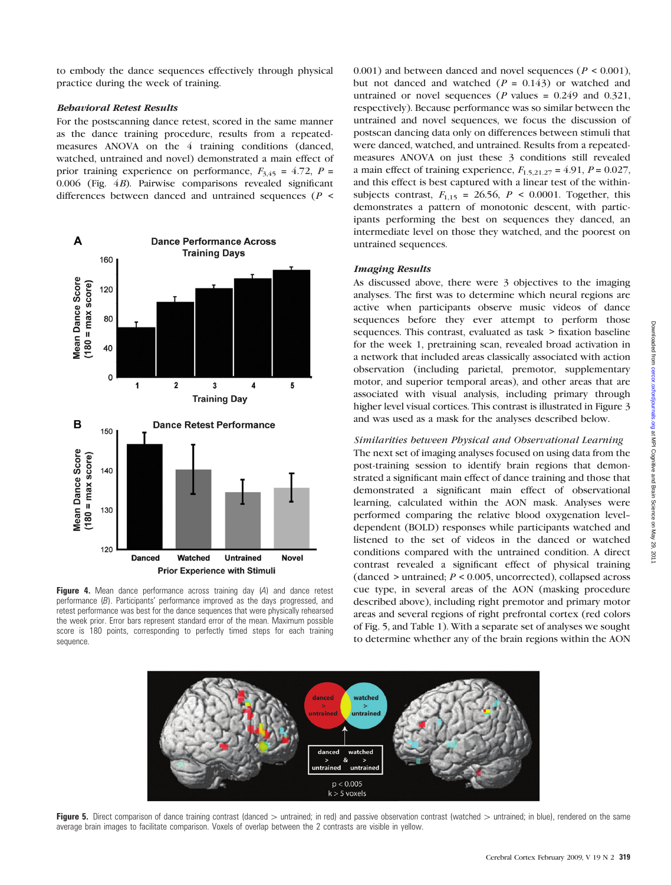to embody the dance sequences effectively through physical practice during the week of training.

### Behavioral Retest Results

For the postscanning dance retest, scored in the same manner as the dance training procedure, results from a repeated-measures ANOVA on the 4 training conditions (danced, watched, untrained and novel) demonstrated a main effect of prior training experience on performance, $F_{3,45} = 4.72$, $P = 0.006$ (Fig. 4*B*). Pairwise comparisons revealed significant differences between danced and untrained sequences ($P < 0.001$) and between danced and novel sequences ($P < 0.001$), but not danced and watched ($P = 0.143$) or watched and untrained or novel sequences ($P$ values = 0.249 and 0.321, respectively). Because performance was so similar between the untrained and novel sequences, we focus the discussion of postscan dancing data only on differences between stimuli that were danced, watched, and untrained. Results from a repeated-measures ANOVA on just these 3 conditions still revealed a main effect of training experience, $F_{1.5,21.27} = 4.91$, $P = 0.027$, and this effect is best captured with a linear test of the within-subjects contrast, $F_{1,15} = 26.56$, $P < 0.0001$. Together, this demonstrates a pattern of monotonic descent, with participants performing the best on sequences they danced, an intermediate level on those they watched, and the poorest on untrained sequences.

**Figure 4.** Mean dance performance across training day (*A*) and dance retest performance (*B*). Participants' performance improved as the days progressed, and retest performance was best for the dance sequences that were physically rehearsed the week prior. Error bars represent standard error of the mean. Maximum possible score is 180 points, corresponding to perfectly timed steps for each training sequence.

### Imaging Results

As discussed above, there were 3 objectives to the imaging analyses. The first was to determine which neural regions are active when participants observe music videos of dance sequences before they ever attempt to perform those sequences. This contrast, evaluated as task > fixation baseline for the week 1, pretraining scan, revealed broad activation in a network that included areas classically associated with action observation (including parietal, premotor, supplementary motor, and superior temporal areas), and other areas that are associated with visual analysis, including primary through higher level visual cortices. This contrast is illustrated in Figure 3 and was used as a mask for the analyses described below.

#### *Similarities between Physical and Observational Learning*

The next set of imaging analyses focused on using data from the post-training session to identify brain regions that demonstrated a significant main effect of dance training and those that demonstrated a significant main effect of observational learning, calculated within the AON mask. Analyses were performed comparing the relative blood oxygenation level–dependent (BOLD) responses while participants watched and listened to the set of videos in the danced or watched conditions compared with the untrained condition. A direct contrast revealed a significant effect of physical training (danced > untrained; $P < 0.005$, uncorrected), collapsed across cue type, in several areas of the AON (masking procedure described above), including right premotor and primary motor areas and several regions of right prefrontal cortex (red colors of Fig. 5, and Table 1). With a separate set of analyses we sought to determine whether any of the brain regions within the AON

**Figure 5.** Direct comparison of dance training contrast (danced > untrained; in red) and passive observation contrast (watched > untrained; in blue), rendered on the same average brain images to facilitate comparison. Voxels of overlap between the 2 contrasts are visible in yellow.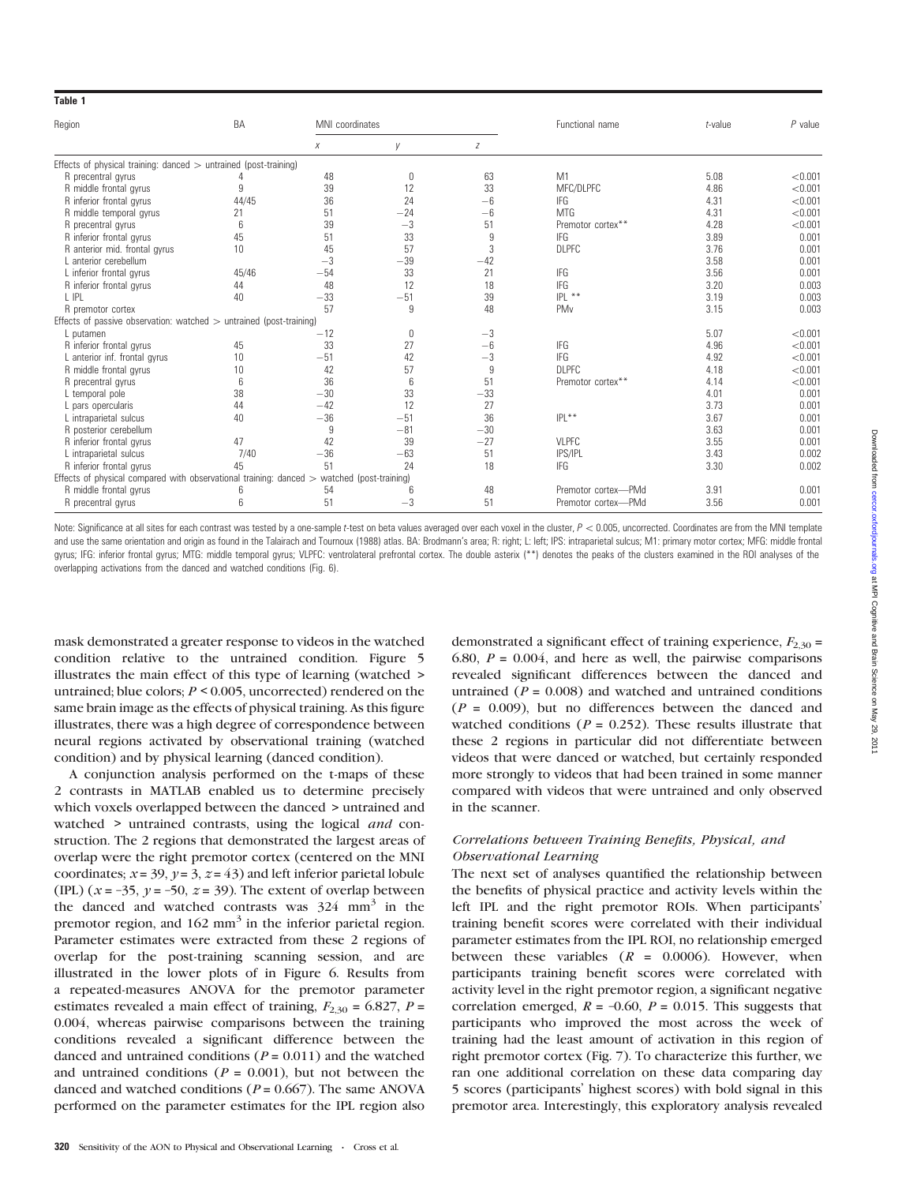**Table 1**

| Region | BA | MNI coordinates | | | Functional name | *t*-value | *P* value |
|---|---|---|---|---|---|---|---|
| | | *x* | *y* | *z* | | | |
| Effects of physical training: danced > untrained (post-training) | | | | | | | |
| R precentral gyrus | 4 | 48 | 0 | 63 | M1 | 5.08 | <0.001 |
| R middle frontal gyrus | 9 | 39 | 12 | 33 | MFC/DLPFC | 4.86 | <0.001 |
| R inferior frontal gyrus | 44/45 | 36 | 24 | −6 | IFG | 4.31 | <0.001 |
| R middle temporal gyrus | 21 | 51 | −24 | −6 | MTG | 4.31 | <0.001 |
| R precentral gyrus | 6 | 39 | −3 | 51 | Premotor cortex** | 4.28 | <0.001 |
| R inferior frontal gyrus | 45 | 51 | 33 | 9 | IFG | 3.89 | 0.001 |
| R anterior mid. frontal gyrus | 10 | 45 | 57 | 3 | DLPFC | 3.76 | 0.001 |
| L anterior cerebellum | | −3 | −39 | −42 | | 3.58 | 0.001 |
| L inferior frontal gyrus | 45/46 | −54 | 33 | 21 | IFG | 3.56 | 0.001 |
| R inferior frontal gyrus | 44 | 48 | 12 | 18 | IFG | 3.20 | 0.003 |
| L IPL | 40 | −33 | −51 | 39 | IPL ** | 3.19 | 0.003 |
| R premotor cortex | | 57 | 9 | 48 | PMv | 3.15 | 0.003 |
| Effects of passive observation: watched > untrained (post-training) | | | | | | | |
| L putamen | | −12 | 0 | −3 | | 5.07 | <0.001 |
| R inferior frontal gyrus | 45 | 33 | 27 | −6 | IFG | 4.96 | <0.001 |
| L anterior inf. frontal gyrus | 10 | −51 | 42 | −3 | IFG | 4.92 | <0.001 |
| R middle frontal gyrus | 10 | 42 | 57 | 9 | DLPFC | 4.18 | <0.001 |
| R precentral gyrus | 6 | 36 | 6 | 51 | Premotor cortex** | 4.14 | <0.001 |
| L temporal pole | 38 | −30 | 33 | −33 | | 4.01 | 0.001 |
| L pars opercularis | 44 | −42 | 12 | 27 | | 3.73 | 0.001 |
| L intraparietal sulcus | 40 | −36 | −51 | 36 | IPL** | 3.67 | 0.001 |
| R posterior cerebellum | | 9 | −81 | −30 | | 3.63 | 0.001 |
| R inferior frontal gyrus | 47 | 42 | 39 | −27 | VLPFC | 3.55 | 0.001 |
| L intraparietal sulcus | 7/40 | −36 | −63 | 51 | IPS/IPL | 3.43 | 0.002 |
| R inferior frontal gyrus | 45 | 51 | 24 | 18 | IFG | 3.30 | 0.002 |
| Effects of physical compared with observational training: danced > watched (post-training) | | | | | | | |
| R middle frontal gyrus | 6 | 54 | 6 | 48 | Premotor cortex—PMd | 3.91 | 0.001 |
| R precentral gyrus | 6 | 51 | −3 | 51 | Premotor cortex—PMd | 3.56 | 0.001 |

Note: Significance at all sites for each contrast was tested by a one-sample *t*-test on beta values averaged over each voxel in the cluster, $P < 0.005$, uncorrected. Coordinates are from the MNI template and use the same orientation and origin as found in the Talairach and Tournoux (1988) atlas. BA: Brodmann's area; R: right; L: left; IPS: intraparietal sulcus; M1: primary motor cortex; MFG: middle frontal gyrus; IFG: inferior frontal gyrus; MTG: middle temporal gyrus; VLPFC: ventrolateral prefrontal cortex. The double asterix (**) denotes the peaks of the clusters examined in the ROI analyses of the overlapping activations from the danced and watched conditions (Fig. 6).

mask demonstrated a greater response to videos in the watched condition relative to the untrained condition. Figure 5 illustrates the main effect of this type of learning (watched > untrained; blue colors; $P < 0.005$, uncorrected) rendered on the same brain image as the effects of physical training. As this figure illustrates, there was a high degree of correspondence between neural regions activated by observational training (watched condition) and by physical learning (danced condition).

A conjunction analysis performed on the t-maps of these 2 contrasts in MATLAB enabled us to determine precisely which voxels overlapped between the danced > untrained and watched > untrained contrasts, using the logical *and* construction. The 2 regions that demonstrated the largest areas of overlap were the right premotor cortex (centered on the MNI coordinates; $x = 39$, $y = 3$, $z = 43$) and left inferior parietal lobule (IPL) ($x = -35$, $y = -50$, $z = 39$). The extent of overlap between the danced and watched contrasts was 324 mm$^3$ in the premotor region, and 162 mm$^3$ in the inferior parietal region. Parameter estimates were extracted from these 2 regions of overlap for the post-training scanning session, and are illustrated in the lower plots of in Figure 6. Results from a repeated-measures ANOVA for the premotor parameter estimates revealed a main effect of training, $F_{2,30} = 6.827$, $P = 0.004$, whereas pairwise comparisons between the training conditions revealed a significant difference between the danced and untrained conditions ($P = 0.011$) and the watched and untrained conditions ($P = 0.001$), but not between the danced and watched conditions ($P = 0.667$). The same ANOVA performed on the parameter estimates for the IPL region also demonstrated a significant effect of training experience, $F_{2,30} = 6.80$, $P = 0.004$, and here as well, the pairwise comparisons revealed significant differences between the danced and untrained ($P = 0.008$) and watched and untrained conditions ($P = 0.009$), but no differences between the danced and watched conditions ($P = 0.252$). These results illustrate that these 2 regions in particular did not differentiate between videos that were danced or watched, but certainly responded more strongly to videos that had been trained in some manner compared with videos that were untrained and only observed in the scanner.

### *Correlations between Training Benefits, Physical, and Observational Learning*

The next set of analyses quantified the relationship between the benefits of physical practice and activity levels within the left IPL and the right premotor ROIs. When participants' training benefit scores were correlated with their individual parameter estimates from the IPL ROI, no relationship emerged between these variables ($R = 0.0006$). However, when participants training benefit scores were correlated with activity level in the right premotor region, a significant negative correlation emerged, $R = -0.60$, $P = 0.015$. This suggests that participants who improved the most across the week of training had the least amount of activation in this region of right premotor cortex (Fig. 7). To characterize this further, we ran one additional correlation on these data comparing day 5 scores (participants' highest scores) with bold signal in this premotor area. Interestingly, this exploratory analysis revealed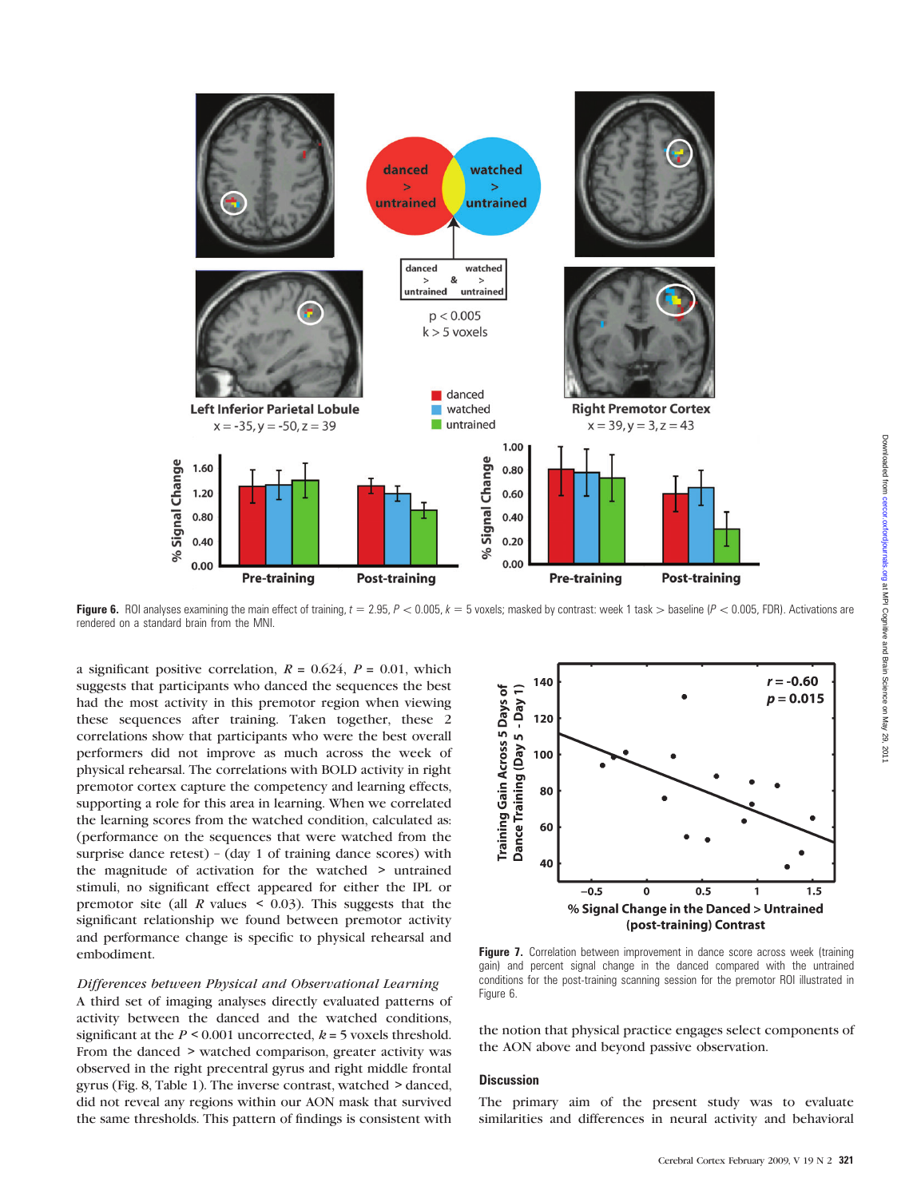**Figure 6.** ROI analyses examining the main effect of training, $t = 2.95$, $P < 0.005$, $k = 5$ voxels; masked by contrast: week 1 task > baseline ($P < 0.005$, FDR). Activations are rendered on a standard brain from the MNI.

a significant positive correlation, $R = 0.624$, $P = 0.01$, which suggests that participants who danced the sequences the best had the most activity in this premotor region when viewing these sequences after training. Taken together, these 2 correlations show that participants who were the best overall performers did not improve as much across the week of physical rehearsal. The correlations with BOLD activity in right premotor cortex capture the competency and learning effects, supporting a role for this area in learning. When we correlated the learning scores from the watched condition, calculated as: (performance on the sequences that were watched from the surprise dance retest) − (day 1 of training dance scores) with the magnitude of activation for the watched > untrained stimuli, no significant effect appeared for either the IPL or premotor site (all $R$ values < 0.03). This suggests that the significant relationship we found between premotor activity and performance change is specific to physical rehearsal and embodiment.

*Differences between Physical and Observational Learning*

A third set of imaging analyses directly evaluated patterns of activity between the danced and the watched conditions, significant at the $P < 0.001$ uncorrected, $k = 5$ voxels threshold. From the danced > watched comparison, greater activity was observed in the right precentral gyrus and right middle frontal gyrus (Fig. 8, Table 1). The inverse contrast, watched > danced, did not reveal any regions within our AON mask that survived the same thresholds. This pattern of findings is consistent with the notion that physical practice engages select components of the AON above and beyond passive observation.

**Figure 7.** Correlation between improvement in dance score across week (training gain) and percent signal change in the danced compared with the untrained conditions for the post-training scanning session for the premotor ROI illustrated in Figure 6.

## Discussion

The primary aim of the present study was to evaluate similarities and differences in neural activity and behavioral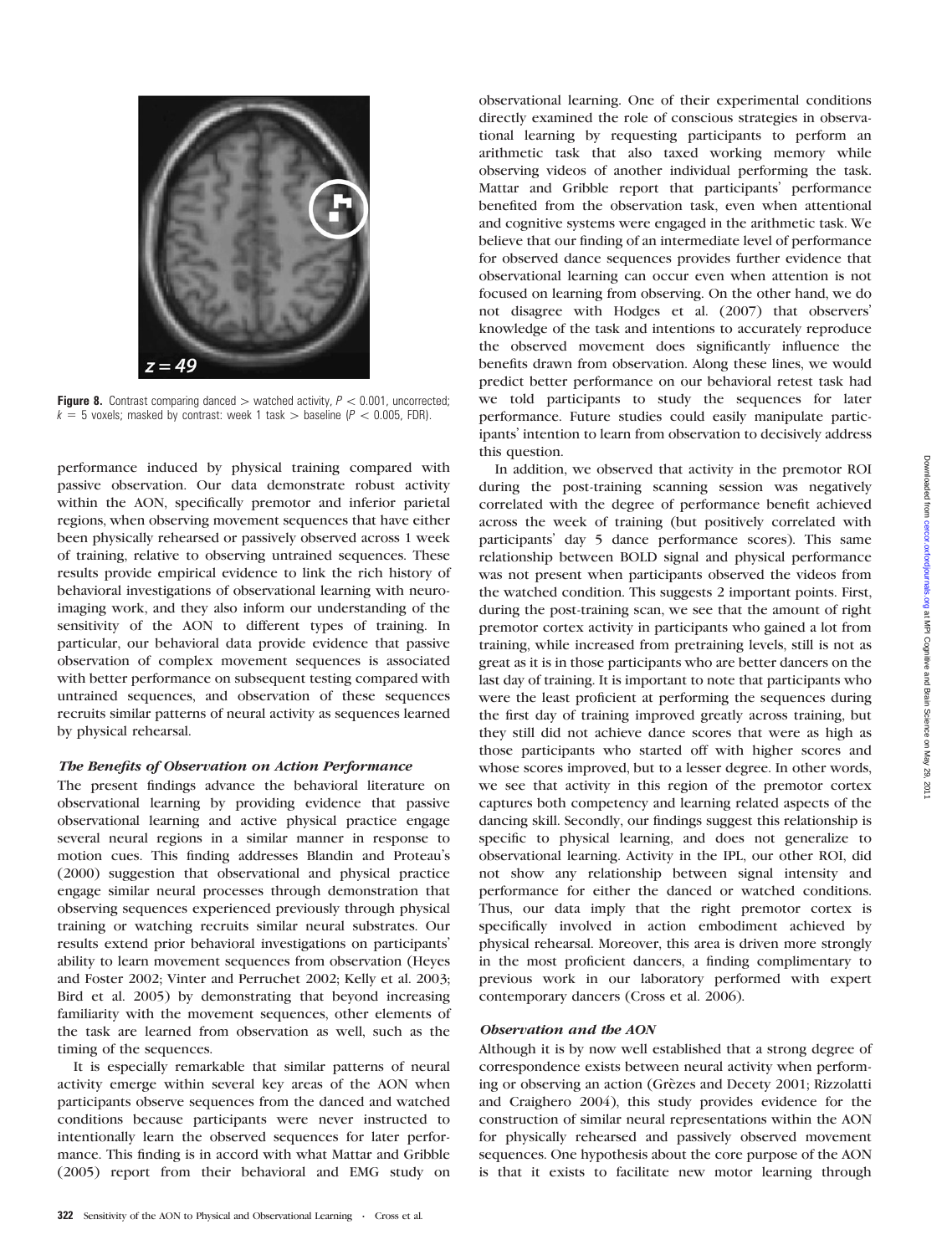z = 49

**Figure 8.** Contrast comparing danced > watched activity, $P < 0.001$, uncorrected; $k = 5$ voxels; masked by contrast: week 1 task > baseline ($P < 0.005$, FDR).

performance induced by physical training compared with passive observation. Our data demonstrate robust activity within the AON, specifically premotor and inferior parietal regions, when observing movement sequences that have either been physically rehearsed or passively observed across 1 week of training, relative to observing untrained sequences. These results provide empirical evidence to link the rich history of behavioral investigations of observational learning with neuroimaging work, and they also inform our understanding of the sensitivity of the AON to different types of training. In particular, our behavioral data provide evidence that passive observation of complex movement sequences is associated with better performance on subsequent testing compared with untrained sequences, and observation of these sequences recruits similar patterns of neural activity as sequences learned by physical rehearsal.

### *The Benefits of Observation on Action Performance*

The present findings advance the behavioral literature on observational learning by providing evidence that passive observational learning and active physical practice engage several neural regions in a similar manner in response to motion cues. This finding addresses Blandin and Proteau's (2000) suggestion that observational and physical practice engage similar neural processes through demonstration that observing sequences experienced previously through physical training or watching recruits similar neural substrates. Our results extend prior behavioral investigations on participants' ability to learn movement sequences from observation (Heyes and Foster 2002; Vinter and Perruchet 2002; Kelly et al. 2003; Bird et al. 2005) by demonstrating that beyond increasing familiarity with the movement sequences, other elements of the task are learned from observation as well, such as the timing of the sequences.

It is especially remarkable that similar patterns of neural activity emerge within several key areas of the AON when participants observe sequences from the danced and watched conditions because participants were never instructed to intentionally learn the observed sequences for later performance. This finding is in accord with what Mattar and Gribble (2005) report from their behavioral and EMG study on observational learning. One of their experimental conditions directly examined the role of conscious strategies in observational learning by requesting participants to perform an arithmetic task that also taxed working memory while observing videos of another individual performing the task. Mattar and Gribble report that participants' performance benefited from the observation task, even when attentional and cognitive systems were engaged in the arithmetic task. We believe that our finding of an intermediate level of performance for observed dance sequences provides further evidence that observational learning can occur even when attention is not focused on learning from observing. On the other hand, we do not disagree with Hodges et al. (2007) that observers' knowledge of the task and intentions to accurately reproduce the observed movement does significantly influence the benefits drawn from observation. Along these lines, we would predict better performance on our behavioral retest task had we told participants to study the sequences for later performance. Future studies could easily manipulate participants' intention to learn from observation to decisively address this question.

In addition, we observed that activity in the premotor ROI during the post-training scanning session was negatively correlated with the degree of performance benefit achieved across the week of training (but positively correlated with participants' day 5 dance performance scores). This same relationship between BOLD signal and physical performance was not present when participants observed the videos from the watched condition. This suggests 2 important points. First, during the post-training scan, we see that the amount of right premotor cortex activity in participants who gained a lot from training, while increased from pretraining levels, still is not as great as it is in those participants who are better dancers on the last day of training. It is important to note that participants who were the least proficient at performing the sequences during the first day of training improved greatly across training, but they still did not achieve dance scores that were as high as those participants who started off with higher scores and whose scores improved, but to a lesser degree. In other words, we see that activity in this region of the premotor cortex captures both competency and learning related aspects of the dancing skill. Secondly, our findings suggest this relationship is specific to physical learning, and does not generalize to observational learning. Activity in the IPL, our other ROI, did not show any relationship between signal intensity and performance for either the danced or watched conditions. Thus, our data imply that the right premotor cortex is specifically involved in action embodiment achieved by physical rehearsal. Moreover, this area is driven more strongly in the most proficient dancers, a finding complimentary to previous work in our laboratory performed with expert contemporary dancers (Cross et al. 2006).

### *Observation and the AON*

Although it is by now well established that a strong degree of correspondence exists between neural activity when performing or observing an action (Grèzes and Decety 2001; Rizzolatti and Craighero 2004), this study provides evidence for the construction of similar neural representations within the AON for physically rehearsed and passively observed movement sequences. One hypothesis about the core purpose of the AON is that it exists to facilitate new motor learning through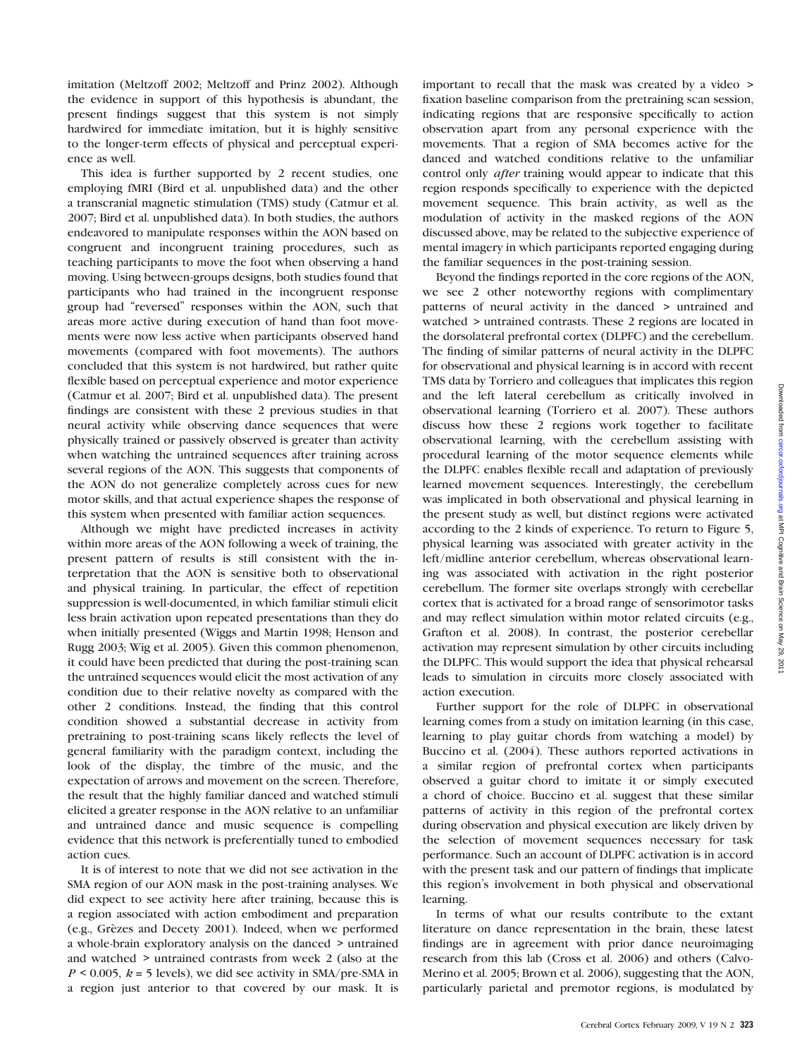imitation (Meltzoff 2002; Meltzoff and Prinz 2002). Although the evidence in support of this hypothesis is abundant, the present findings suggest that this system is not simply hardwired for immediate imitation, but it is highly sensitive to the longer-term effects of physical and perceptual experience as well.

This idea is further supported by 2 recent studies, one employing fMRI (Bird et al. unpublished data) and the other a transcranial magnetic stimulation (TMS) study (Catmur et al. 2007; Bird et al. unpublished data). In both studies, the authors endeavored to manipulate responses within the AON based on congruent and incongruent training procedures, such as teaching participants to move the foot when observing a hand moving. Using between-groups designs, both studies found that participants who had trained in the incongruent response group had "reversed" responses within the AON, such that areas more active during execution of hand than foot movements were now less active when participants observed hand movements (compared with foot movements). The authors concluded that this system is not hardwired, but rather quite flexible based on perceptual experience and motor experience (Catmur et al. 2007; Bird et al. unpublished data). The present findings are consistent with these 2 previous studies in that neural activity while observing dance sequences that were physically trained or passively observed is greater than activity when watching the untrained sequences after training across several regions of the AON. This suggests that components of the AON do not generalize completely across cues for new motor skills, and that actual experience shapes the response of this system when presented with familiar action sequences.

Although we might have predicted increases in activity within more areas of the AON following a week of training, the present pattern of results is still consistent with the interpretation that the AON is sensitive both to observational and physical training. In particular, the effect of repetition suppression is well-documented, in which familiar stimuli elicit less brain activation upon repeated presentations than they do when initially presented (Wiggs and Martin 1998; Henson and Rugg 2003; Wig et al. 2005). Given this common phenomenon, it could have been predicted that during the post-training scan the untrained sequences would elicit the most activation of any condition due to their relative novelty as compared with the other 2 conditions. Instead, the finding that this control condition showed a substantial decrease in activity from pretraining to post-training scans likely reflects the level of general familiarity with the paradigm context, including the look of the display, the timbre of the music, and the expectation of arrows and movement on the screen. Therefore, the result that the highly familiar danced and watched stimuli elicited a greater response in the AON relative to an unfamiliar and untrained dance and music sequence is compelling evidence that this network is preferentially tuned to embodied action cues.

It is of interest to note that we did not see activation in the SMA region of our AON mask in the post-training analyses. We did expect to see activity here after training, because this is a region associated with action embodiment and preparation (e.g., Grèzes and Decety 2001). Indeed, when we performed a whole-brain exploratory analysis on the danced > untrained and watched > untrained contrasts from week 2 (also at the $P < 0.005$, $k = 5$ levels), we did see activity in SMA/pre-SMA in a region just anterior to that covered by our mask. It is important to recall that the mask was created by a video > fixation baseline comparison from the pretraining scan session, indicating regions that are responsive specifically to action observation apart from any personal experience with the movements. That a region of SMA becomes active for the danced and watched conditions relative to the unfamiliar control only *after* training would appear to indicate that this region responds specifically to experience with the depicted movement sequence. This brain activity, as well as the modulation of activity in the masked regions of the AON discussed above, may be related to the subjective experience of mental imagery in which participants reported engaging during the familiar sequences in the post-training session.

Beyond the findings reported in the core regions of the AON, we see 2 other noteworthy regions with complimentary patterns of neural activity in the danced > untrained and watched > untrained contrasts. These 2 regions are located in the dorsolateral prefrontal cortex (DLPFC) and the cerebellum. The finding of similar patterns of neural activity in the DLPFC for observational and physical learning is in accord with recent TMS data by Torriero and colleagues that implicates this region and the left lateral cerebellum as critically involved in observational learning (Torriero et al. 2007). These authors discuss how these 2 regions work together to facilitate observational learning, with the cerebellum assisting with procedural learning of the motor sequence elements while the DLPFC enables flexible recall and adaptation of previously learned movement sequences. Interestingly, the cerebellum was implicated in both observational and physical learning in the present study as well, but distinct regions were activated according to the 2 kinds of experience. To return to Figure 5, physical learning was associated with greater activity in the left/midline anterior cerebellum, whereas observational learning was associated with activation in the right posterior cerebellum. The former site overlaps strongly with cerebellar cortex that is activated for a broad range of sensorimotor tasks and may reflect simulation within motor related circuits (e.g., Grafton et al. 2008). In contrast, the posterior cerebellar activation may represent simulation by other circuits including the DLPFC. This would support the idea that physical rehearsal leads to simulation in circuits more closely associated with action execution.

Further support for the role of DLPFC in observational learning comes from a study on imitation learning (in this case, learning to play guitar chords from watching a model) by Buccino et al. (2004). These authors reported activations in a similar region of prefrontal cortex when participants observed a guitar chord to imitate it or simply executed a chord of choice. Buccino et al. suggest that these similar patterns of activity in this region of the prefrontal cortex during observation and physical execution are likely driven by the selection of movement sequences necessary for task performance. Such an account of DLPFC activation is in accord with the present task and our pattern of findings that implicate this region's involvement in both physical and observational learning.

In terms of what our results contribute to the extant literature on dance representation in the brain, these latest findings are in agreement with prior dance neuroimaging research from this lab (Cross et al. 2006) and others (Calvo-Merino et al. 2005; Brown et al. 2006), suggesting that the AON, particularly parietal and premotor regions, is modulated by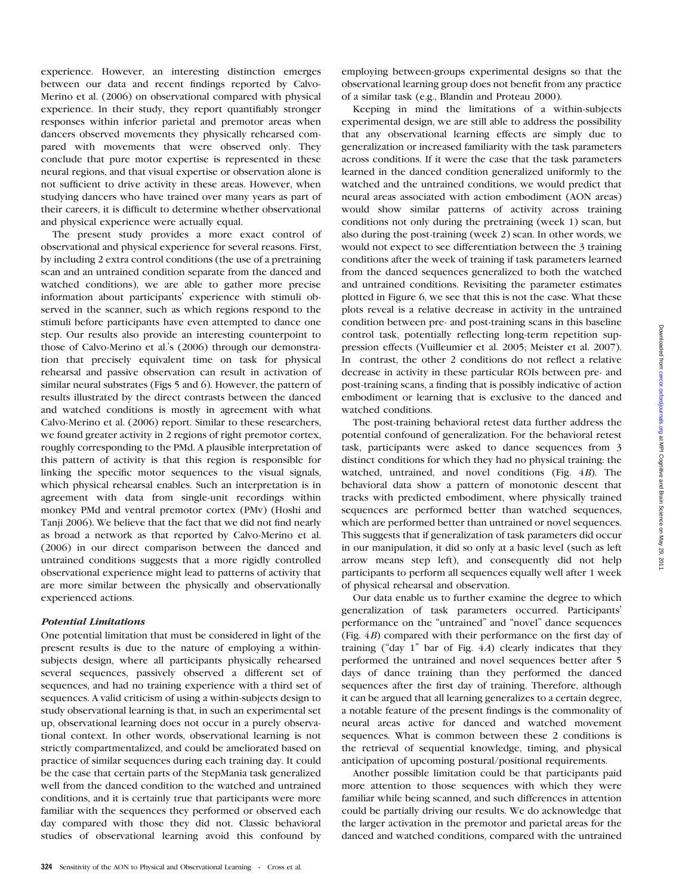experience. However, an interesting distinction emerges between our data and recent findings reported by Calvo-Merino et al. (2006) on observational compared with physical experience. In their study, they report quantifiably stronger responses within inferior parietal and premotor areas when dancers observed movements they physically rehearsed compared with movements that were observed only. They conclude that pure motor expertise is represented in these neural regions, and that visual expertise or observation alone is not sufficient to drive activity in these areas. However, when studying dancers who have trained over many years as part of their careers, it is difficult to determine whether observational and physical experience were actually equal.

The present study provides a more exact control of observational and physical experience for several reasons. First, by including 2 extra control conditions (the use of a pretraining scan and an untrained condition separate from the danced and watched conditions), we are able to gather more precise information about participants' experience with stimuli observed in the scanner, such as which regions respond to the stimuli before participants have even attempted to dance one step. Our results also provide an interesting counterpoint to those of Calvo-Merino et al.'s (2006) through our demonstration that precisely equivalent time on task for physical rehearsal and passive observation can result in activation of similar neural substrates (Figs 5 and 6). However, the pattern of results illustrated by the direct contrasts between the danced and watched conditions is mostly in agreement with what Calvo-Merino et al. (2006) report. Similar to these researchers, we found greater activity in 2 regions of right premotor cortex, roughly corresponding to the PMd. A plausible interpretation of this pattern of activity is that this region is responsible for linking the specific motor sequences to the visual signals, which physical rehearsal enables. Such an interpretation is in agreement with data from single-unit recordings within monkey PMd and ventral premotor cortex (PMv) (Hoshi and Tanji 2006). We believe that the fact that we did not find nearly as broad a network as that reported by Calvo-Merino et al. (2006) in our direct comparison between the danced and untrained conditions suggests that a more rigidly controlled observational experience might lead to patterns of activity that are more similar between the physically and observationally experienced actions.

### *Potential Limitations*

One potential limitation that must be considered in light of the present results is due to the nature of employing a within-subjects design, where all participants physically rehearsed several sequences, passively observed a different set of sequences, and had no training experience with a third set of sequences. A valid criticism of using a within-subjects design to study observational learning is that, in such an experimental set up, observational learning does not occur in a purely observational context. In other words, observational learning is not strictly compartmentalized, and could be ameliorated based on practice of similar sequences during each training day. It could be the case that certain parts of the StepMania task generalized well from the danced condition to the watched and untrained conditions, and it is certainly true that participants were more familiar with the sequences they performed or observed each day compared with those they did not. Classic behavioral studies of observational learning avoid this confound by employing between-groups experimental designs so that the observational learning group does not benefit from any practice of a similar task (e.g., Blandin and Proteau 2000).

Keeping in mind the limitations of a within-subjects experimental design, we are still able to address the possibility that any observational learning effects are simply due to generalization or increased familiarity with the task parameters across conditions. If it were the case that the task parameters learned in the danced condition generalized uniformly to the watched and the untrained conditions, we would predict that neural areas associated with action embodiment (AON areas) would show similar patterns of activity across training conditions not only during the pretraining (week 1) scan, but also during the post-training (week 2) scan. In other words, we would not expect to see differentiation between the 3 training conditions after the week of training if task parameters learned from the danced sequences generalized to both the watched and untrained conditions. Revisiting the parameter estimates plotted in Figure 6, we see that this is not the case. What these plots reveal is a relative decrease in activity in the untrained condition between pre- and post-training scans in this baseline control task, potentially reflecting long-term repetition suppression effects (Vuilleumier et al. 2005; Meister et al. 2007). In contrast, the other 2 conditions do not reflect a relative decrease in activity in these particular ROIs between pre- and post-training scans, a finding that is possibly indicative of action embodiment or learning that is exclusive to the danced and watched conditions.

The post-training behavioral retest data further address the potential confound of generalization. For the behavioral retest task, participants were asked to dance sequences from 3 distinct conditions for which they had no physical training: the watched, untrained, and novel conditions (Fig. 4*B*). The behavioral data show a pattern of monotonic descent that tracks with predicted embodiment, where physically trained sequences are performed better than watched sequences, which are performed better than untrained or novel sequences. This suggests that if generalization of task parameters did occur in our manipulation, it did so only at a basic level (such as left arrow means step left), and consequently did not help participants to perform all sequences equally well after 1 week of physical rehearsal and observation.

Our data enable us to further examine the degree to which generalization of task parameters occurred. Participants' performance on the "untrained" and "novel" dance sequences (Fig. 4*B*) compared with their performance on the first day of training ("day 1" bar of Fig. 4*A*) clearly indicates that they performed the untrained and novel sequences better after 5 days of dance training than they performed the danced sequences after the first day of training. Therefore, although it can be argued that all learning generalizes to a certain degree, a notable feature of the present findings is the commonality of neural areas active for danced and watched movement sequences. What is common between these 2 conditions is the retrieval of sequential knowledge, timing, and physical anticipation of upcoming postural/positional requirements.

Another possible limitation could be that participants paid more attention to those sequences with which they were familiar while being scanned, and such differences in attention could be partially driving our results. We do acknowledge that the larger activation in the premotor and parietal areas for the danced and watched conditions, compared with the untrained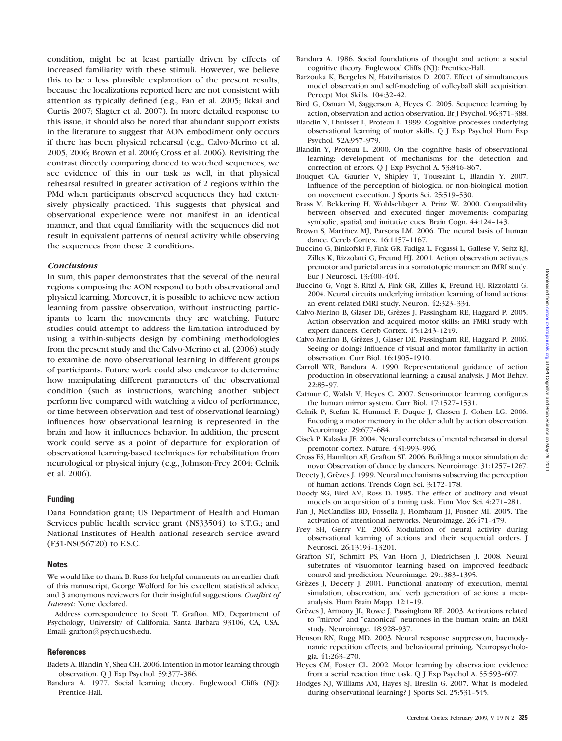condition, might be at least partially driven by effects of increased familiarity with these stimuli. However, we believe this to be a less plausible explanation of the present results, because the localizations reported here are not consistent with attention as typically defined (e.g., Fan et al. 2005; Ikkai and Curtis 2007; Slagter et al. 2007). In more detailed response to this issue, it should also be noted that abundant support exists in the literature to suggest that AON embodiment only occurs if there has been physical rehearsal (e.g., Calvo-Merino et al. 2005, 2006; Brown et al. 2006; Cross et al. 2006). Revisiting the contrast directly comparing danced to watched sequences, we see evidence of this in our task as well, in that physical rehearsal resulted in greater activation of 2 regions within the PMd when participants observed sequences they had extensively physically practiced. This suggests that physical and observational experience were not manifest in an identical manner, and that equal familiarity with the sequences did not result in equivalent patterns of neural activity while observing the sequences from these 2 conditions.

### *Conclusions*

In sum, this paper demonstrates that the several of the neural regions composing the AON respond to both observational and physical learning. Moreover, it is possible to achieve new action learning from passive observation, without instructing participants to learn the movements they are watching. Future studies could attempt to address the limitation introduced by using a within-subjects design by combining methodologies from the present study and the Calvo-Merino et al. (2006) study to examine de novo observational learning in different groups of participants. Future work could also endeavor to determine how manipulating different parameters of the observational condition (such as instructions, watching another subject perform live compared with watching a video of performance, or time between observation and test of observational learning) influences how observational learning is represented in the brain and how it influences behavior. In addition, the present work could serve as a point of departure for exploration of observational learning-based techniques for rehabilitation from neurological or physical injury (e.g., Johnson-Frey 2004; Celnik et al. 2006).

## Funding

Dana Foundation grant; US Department of Health and Human Services public health service grant (NS33504) to S.T.G.; and National Institutes of Health national research service award (F31-NS056720) to E.S.C.

## Notes

We would like to thank B. Russ for helpful comments on an earlier draft of this manuscript, George Wolford for his excellent statistical advice, and 3 anonymous reviewers for their insightful suggestions. *Conflict of Interest*: None declared.

Address correspondence to Scott T. Grafton, MD, Department of Psychology, University of California, Santa Barbara 93106, CA, USA. Email: grafton@psych.ucsb.edu.

## References

Badets A, Blandin Y, Shea CH. 2006. Intention in motor learning through observation. Q J Exp Psychol. 59:377–386.

Bandura A. 1977. Social learning theory. Englewood Cliffs (NJ): Prentice-Hall.

Bandura A. 1986. Social foundations of thought and action: a social cognitive theory. Englewood Cliffs (NJ): Prentice-Hall.

Barzouka K, Bergeles N, Hatziharistos D. 2007. Effect of simultaneous model observation and self-modeling of volleyball skill acquisition. Percept Mot Skills. 104:32–42.

Bird G, Osman M, Saggerson A, Heyes C. 2005. Sequence learning by action, observation and action observation. Br J Psychol. 96:371–388.

Blandin Y, Lhuisset L, Proteau L. 1999. Cognitive processes underlying observational learning of motor skills. Q J Exp Psychol Hum Exp Psychol. 52A:957–979.

Blandin Y, Proteau L. 2000. On the cognitive basis of observational learning: development of mechanisms for the detection and correction of errors. Q J Exp Psychol A. 53:846–867.

Bouquet CA, Gaurier V, Shipley T, Toussaint L, Blandin Y. 2007. Influence of the perception of biological or non-biological motion on movement execution. J Sports Sci. 25:519–530.

Brass M, Bekkering H, Wohlschlager A, Prinz W. 2000. Compatibility between observed and executed finger movements: comparing symbolic, spatial, and imitative cues. Brain Cogn. 44:124–143.

Brown S, Martinez MJ, Parsons LM. 2006. The neural basis of human dance. Cereb Cortex. 16:1157–1167.

Buccino G, Binkofski F, Fink GR, Fadiga L, Fogassi L, Gallese V, Seitz RJ, Zilles K, Rizzolatti G, Freund HJ. 2001. Action observation activates premotor and parietal areas in a somatotopic manner: an fMRI study. Eur J Neurosci. 13:400–404.

Buccino G, Vogt S, Ritzl A, Fink GR, Zilles K, Freund HJ, Rizzolatti G. 2004. Neural circuits underlying imitation learning of hand actions: an event-related fMRI study. Neuron. 42:323–334.

Calvo-Merino B, Glaser DE, Grèzes J, Passingham RE, Haggard P. 2005. Action observation and acquired motor skills: an FMRI study with expert dancers. Cereb Cortex. 15:1243–1249.

Calvo-Merino B, Grèzes J, Glaser DE, Passingham RE, Haggard P. 2006. Seeing or doing? Influence of visual and motor familiarity in action observation. Curr Biol. 16:1905–1910.

Carroll WR, Bandura A. 1990. Representational guidance of action production in observational learning: a causal analysis. J Mot Behav. 22:85–97.

Catmur C, Walsh V, Heyes C. 2007. Sensorimotor learning configures the human mirror system. Curr Biol. 17:1527–1531.

Celnik P, Stefan K, Hummel F, Duque J, Classen J, Cohen LG. 2006. Encoding a motor memory in the older adult by action observation. Neuroimage. 29:677–684.

Cisek P, Kalaska JF. 2004. Neural correlates of mental rehearsal in dorsal premotor cortex. Nature. 431:993–996.

Cross ES, Hamilton AF, Grafton ST. 2006. Building a motor simulation de novo: Observation of dance by dancers. Neuroimage. 31:1257–1267.

Decety J, Grèzes J. 1999. Neural mechanisms subserving the perception of human actions. Trends Cogn Sci. 3:172–178.

Doody SG, Bird AM, Ross D. 1985. The effect of auditory and visual models on acquisition of a timing task. Hum Mov Sci. 4:271–281.

Fan J, McCandliss BD, Fossella J, Flombaum JI, Posner MI. 2005. The activation of attentional networks. Neuroimage. 26:471–479.

Frey SH, Gerry VE. 2006. Modulation of neural activity during observational learning of actions and their sequential orders. J Neurosci. 26:13194–13201.

Grafton ST, Schmitt PS, Van Horn J, Diedrichsen J. 2008. Neural substrates of visuomotor learning based on improved feedback control and prediction. Neuroimage. 29:1383–1395.

Grèzes J, Decety J. 2001. Functional anatomy of execution, mental simulation, observation, and verb generation of actions: a meta-analysis. Hum Brain Mapp. 12:1–19.

Grèzes J, Armony JL, Rowe J, Passingham RE. 2003. Activations related to "mirror" and "canonical" neurones in the human brain: an fMRI study. Neuroimage. 18:928–937.

Henson RN, Rugg MD. 2003. Neural response suppression, haemodynamic repetition effects, and behavioural priming. Neuropsychologia. 41:263–270.

Heyes CM, Foster CL. 2002. Motor learning by observation: evidence from a serial reaction time task. Q J Exp Psychol A. 55:593–607.

Hodges NJ, Williams AM, Hayes SJ, Breslin G. 2007. What is modeled during observational learning? J Sports Sci. 25:531–545.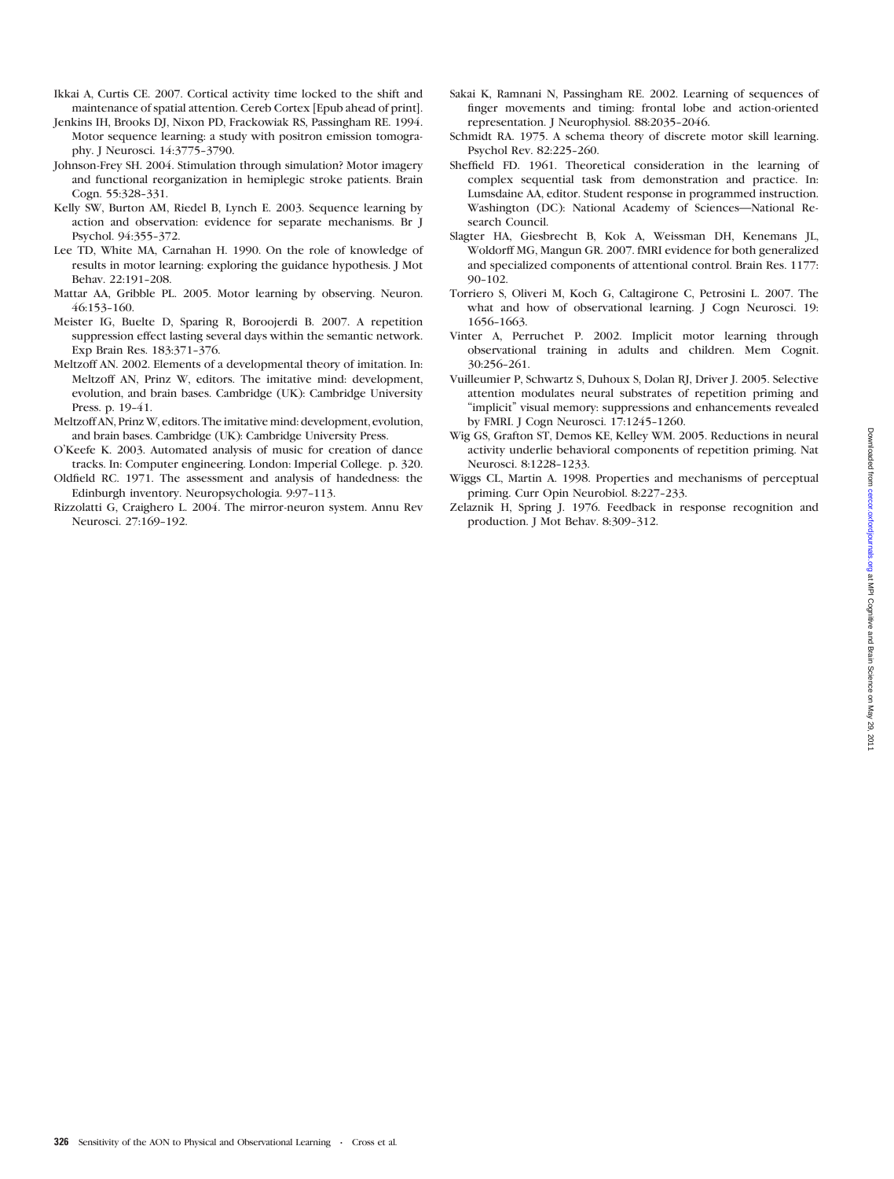Ikkai A, Curtis CE. 2007. Cortical activity time locked to the shift and maintenance of spatial attention. Cereb Cortex [Epub ahead of print].

Jenkins IH, Brooks DJ, Nixon PD, Frackowiak RS, Passingham RE. 1994. Motor sequence learning: a study with positron emission tomography. J Neurosci. 14:3775–3790.

Johnson-Frey SH. 2004. Stimulation through simulation? Motor imagery and functional reorganization in hemiplegic stroke patients. Brain Cogn. 55:328–331.

Kelly SW, Burton AM, Riedel B, Lynch E. 2003. Sequence learning by action and observation: evidence for separate mechanisms. Br J Psychol. 94:355–372.

Lee TD, White MA, Carnahan H. 1990. On the role of knowledge of results in motor learning: exploring the guidance hypothesis. J Mot Behav. 22:191–208.

Mattar AA, Gribble PL. 2005. Motor learning by observing. Neuron. 46:153–160.

Meister IG, Buelte D, Sparing R, Boroojerdi B. 2007. A repetition suppression effect lasting several days within the semantic network. Exp Brain Res. 183:371–376.

Meltzoff AN. 2002. Elements of a developmental theory of imitation. In: Meltzoff AN, Prinz W, editors. The imitative mind: development, evolution, and brain bases. Cambridge (UK): Cambridge University Press. p. 19–41.

Meltzoff AN, Prinz W, editors. The imitative mind: development, evolution, and brain bases. Cambridge (UK): Cambridge University Press.

O'Keefe K. 2003. Automated analysis of music for creation of dance tracks. In: Computer engineering. London: Imperial College. p. 320.

Oldfield RC. 1971. The assessment and analysis of handedness: the Edinburgh inventory. Neuropsychologia. 9:97–113.

Rizzolatti G, Craighero L. 2004. The mirror-neuron system. Annu Rev Neurosci. 27:169–192.

Sakai K, Ramnani N, Passingham RE. 2002. Learning of sequences of finger movements and timing: frontal lobe and action-oriented representation. J Neurophysiol. 88:2035–2046.

Schmidt RA. 1975. A schema theory of discrete motor skill learning. Psychol Rev. 82:225–260.

Sheffield FD. 1961. Theoretical consideration in the learning of complex sequential task from demonstration and practice. In: Lumsdaine AA, editor. Student response in programmed instruction. Washington (DC): National Academy of Sciences—National Research Council.

Slagter HA, Giesbrecht B, Kok A, Weissman DH, Kenemans JL, Woldorff MG, Mangun GR. 2007. fMRI evidence for both generalized and specialized components of attentional control. Brain Res. 1177: 90–102.

Torriero S, Oliveri M, Koch G, Caltagirone C, Petrosini L. 2007. The what and how of observational learning. J Cogn Neurosci. 19: 1656–1663.

Vinter A, Perruchet P. 2002. Implicit motor learning through observational training in adults and children. Mem Cognit. 30:256–261.

Vuilleumier P, Schwartz S, Duhoux S, Dolan RJ, Driver J. 2005. Selective attention modulates neural substrates of repetition priming and "implicit" visual memory: suppressions and enhancements revealed by FMRI. J Cogn Neurosci. 17:1245–1260.

Wig GS, Grafton ST, Demos KE, Kelley WM. 2005. Reductions in neural activity underlie behavioral components of repetition priming. Nat Neurosci. 8:1228–1233.

Wiggs CL, Martin A. 1998. Properties and mechanisms of perceptual priming. Curr Opin Neurobiol. 8:227–233.

Zelaznik H, Spring J. 1976. Feedback in response recognition and production. J Mot Behav. 8:309–312.